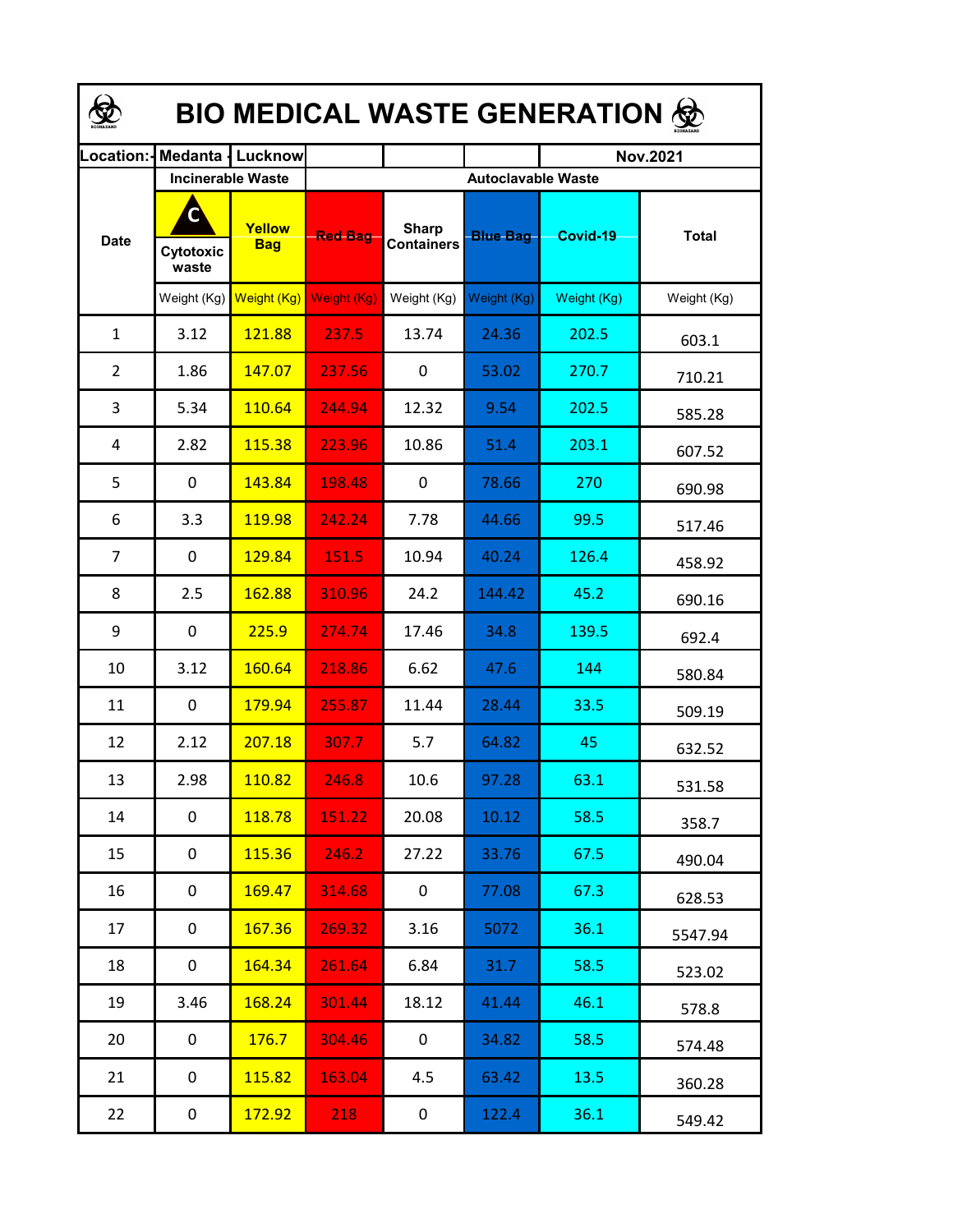# BIO MEDICAL WASTE GENERATION

| Location:- Medanta | Lucknow | | | | | Nov.2021 | |
|---|---|---|---|---|---|---|---|
| Date | Incinerable Waste | | Autoclavable Waste | | | | |
| | C Cytotoxic waste | Yellow Bag | Red Bag | Sharp Containers | Blue Bag | Covid-19 | Total |
| | Weight (Kg) | Weight (Kg) | Weight (Kg) | Weight (Kg) | Weight (Kg) | Weight (Kg) | Weight (Kg) |
| 1 | 3.12 | 121.88 | 237.5 | 13.74 | 24.36 | 202.5 | 603.1 |
| 2 | 1.86 | 147.07 | 237.56 | 0 | 53.02 | 270.7 | 710.21 |
| 3 | 5.34 | 110.64 | 244.94 | 12.32 | 9.54 | 202.5 | 585.28 |
| 4 | 2.82 | 115.38 | 223.96 | 10.86 | 51.4 | 203.1 | 607.52 |
| 5 | 0 | 143.84 | 198.48 | 0 | 78.66 | 270 | 690.98 |
| 6 | 3.3 | 119.98 | 242.24 | 7.78 | 44.66 | 99.5 | 517.46 |
| 7 | 0 | 129.84 | 151.5 | 10.94 | 40.24 | 126.4 | 458.92 |
| 8 | 2.5 | 162.88 | 310.96 | 24.2 | 144.42 | 45.2 | 690.16 |
| 9 | 0 | 225.9 | 274.74 | 17.46 | 34.8 | 139.5 | 692.4 |
| 10 | 3.12 | 160.64 | 218.86 | 6.62 | 47.6 | 144 | 580.84 |
| 11 | 0 | 179.94 | 255.87 | 11.44 | 28.44 | 33.5 | 509.19 |
| 12 | 2.12 | 207.18 | 307.7 | 5.7 | 64.82 | 45 | 632.52 |
| 13 | 2.98 | 110.82 | 246.8 | 10.6 | 97.28 | 63.1 | 531.58 |
| 14 | 0 | 118.78 | 151.22 | 20.08 | 10.12 | 58.5 | 358.7 |
| 15 | 0 | 115.36 | 246.2 | 27.22 | 33.76 | 67.5 | 490.04 |
| 16 | 0 | 169.47 | 314.68 | 0 | 77.08 | 67.3 | 628.53 |
| 17 | 0 | 167.36 | 269.32 | 3.16 | 5072 | 36.1 | 5547.94 |
| 18 | 0 | 164.34 | 261.64 | 6.84 | 31.7 | 58.5 | 523.02 |
| 19 | 3.46 | 168.24 | 301.44 | 18.12 | 41.44 | 46.1 | 578.8 |
| 20 | 0 | 176.7 | 304.46 | 0 | 34.82 | 58.5 | 574.48 |
| 21 | 0 | 115.82 | 163.04 | 4.5 | 63.42 | 13.5 | 360.28 |
| 22 | 0 | 172.92 | 218 | 0 | 122.4 | 36.1 | 549.42 |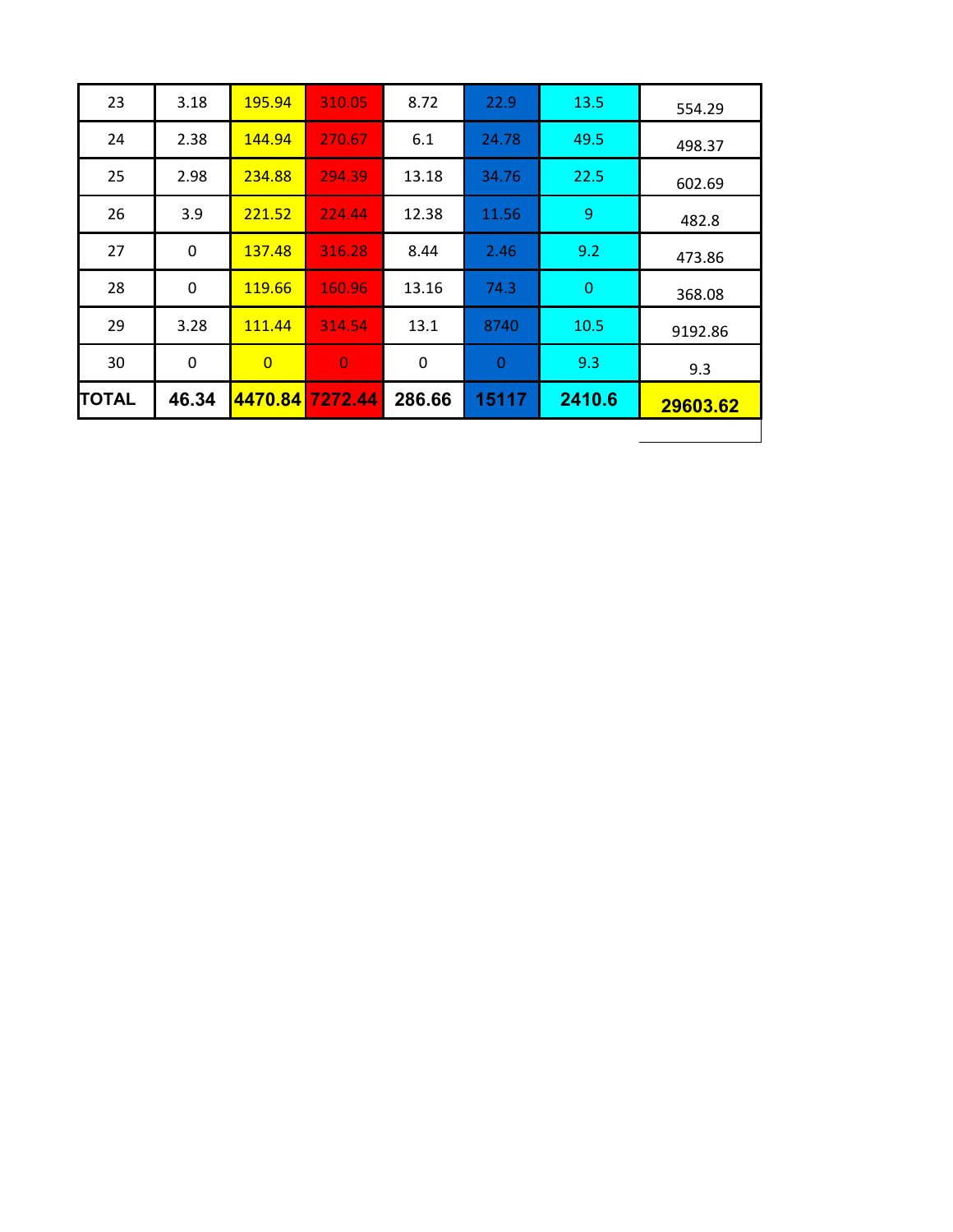| | | | | | | | |
|---|---|---|---|---|---|---|---|
| 23 | 3.18 | 195.94 | 310.05 | 8.72 | 22.9 | 13.5 | 554.29 |
| 24 | 2.38 | 144.94 | 270.67 | 6.1 | 24.78 | 49.5 | 498.37 |
| 25 | 2.98 | 234.88 | 294.39 | 13.18 | 34.76 | 22.5 | 602.69 |
| 26 | 3.9 | 221.52 | 224.44 | 12.38 | 11.56 | 9 | 482.8 |
| 27 | 0 | 137.48 | 316.28 | 8.44 | 2.46 | 9.2 | 473.86 |
| 28 | 0 | 119.66 | 160.96 | 13.16 | 74.3 | 0 | 368.08 |
| 29 | 3.28 | 111.44 | 314.54 | 13.1 | 8740 | 10.5 | 9192.86 |
| 30 | 0 | 0 | 0 | 0 | 0 | 9.3 | 9.3 |
| **TOTAL** | **46.34** | **4470.84** | **7272.44** | **286.66** | **15117** | **2410.6** | **29603.62** |